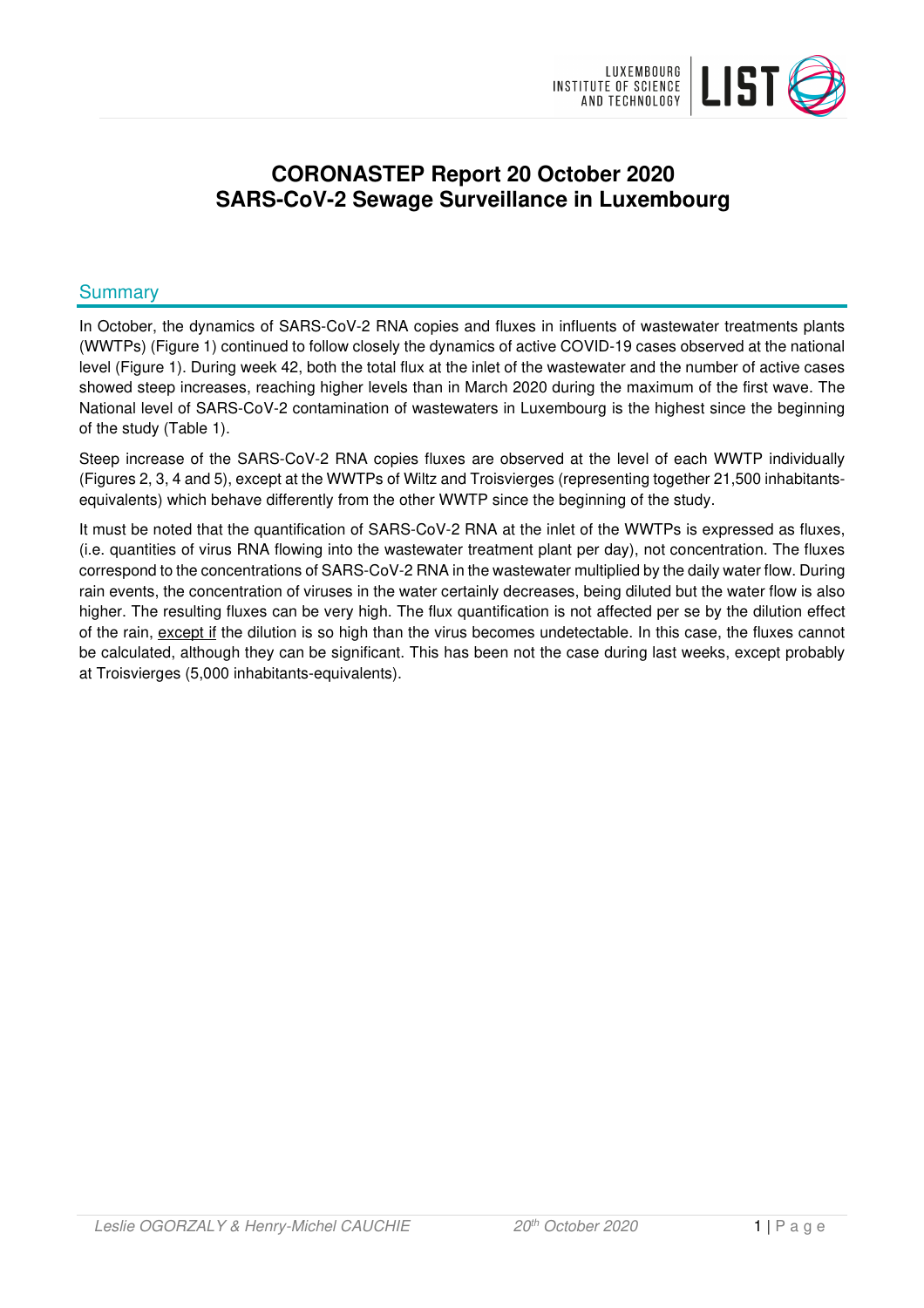# CORONASTEP Report 20 October 2020
# SARS-CoV-2 Sewage Surveillance in Luxembourg

## Summary

In October, the dynamics of SARS-CoV-2 RNA copies and fluxes in influents of wastewater treatments plants (WWTPs) (Figure 1) continued to follow closely the dynamics of active COVID-19 cases observed at the national level (Figure 1). During week 42, both the total flux at the inlet of the wastewater and the number of active cases showed steep increases, reaching higher levels than in March 2020 during the maximum of the first wave. The National level of SARS-CoV-2 contamination of wastewaters in Luxembourg is the highest since the beginning of the study (Table 1).

Steep increase of the SARS-CoV-2 RNA copies fluxes are observed at the level of each WWTP individually (Figures 2, 3, 4 and 5), except at the WWTPs of Wiltz and Troisvierges (representing together 21,500 inhabitants-equivalents) which behave differently from the other WWTP since the beginning of the study.

It must be noted that the quantification of SARS-CoV-2 RNA at the inlet of the WWTPs is expressed as fluxes, (i.e. quantities of virus RNA flowing into the wastewater treatment plant per day), not concentration. The fluxes correspond to the concentrations of SARS-CoV-2 RNA in the wastewater multiplied by the daily water flow. During rain events, the concentration of viruses in the water certainly decreases, being diluted but the water flow is also higher. The resulting fluxes can be very high. The flux quantification is not affected per se by the dilution effect of the rain, except if the dilution is so high than the virus becomes undetectable. In this case, the fluxes cannot be calculated, although they can be significant. This has been not the case during last weeks, except probably at Troisvierges (5,000 inhabitants-equivalents).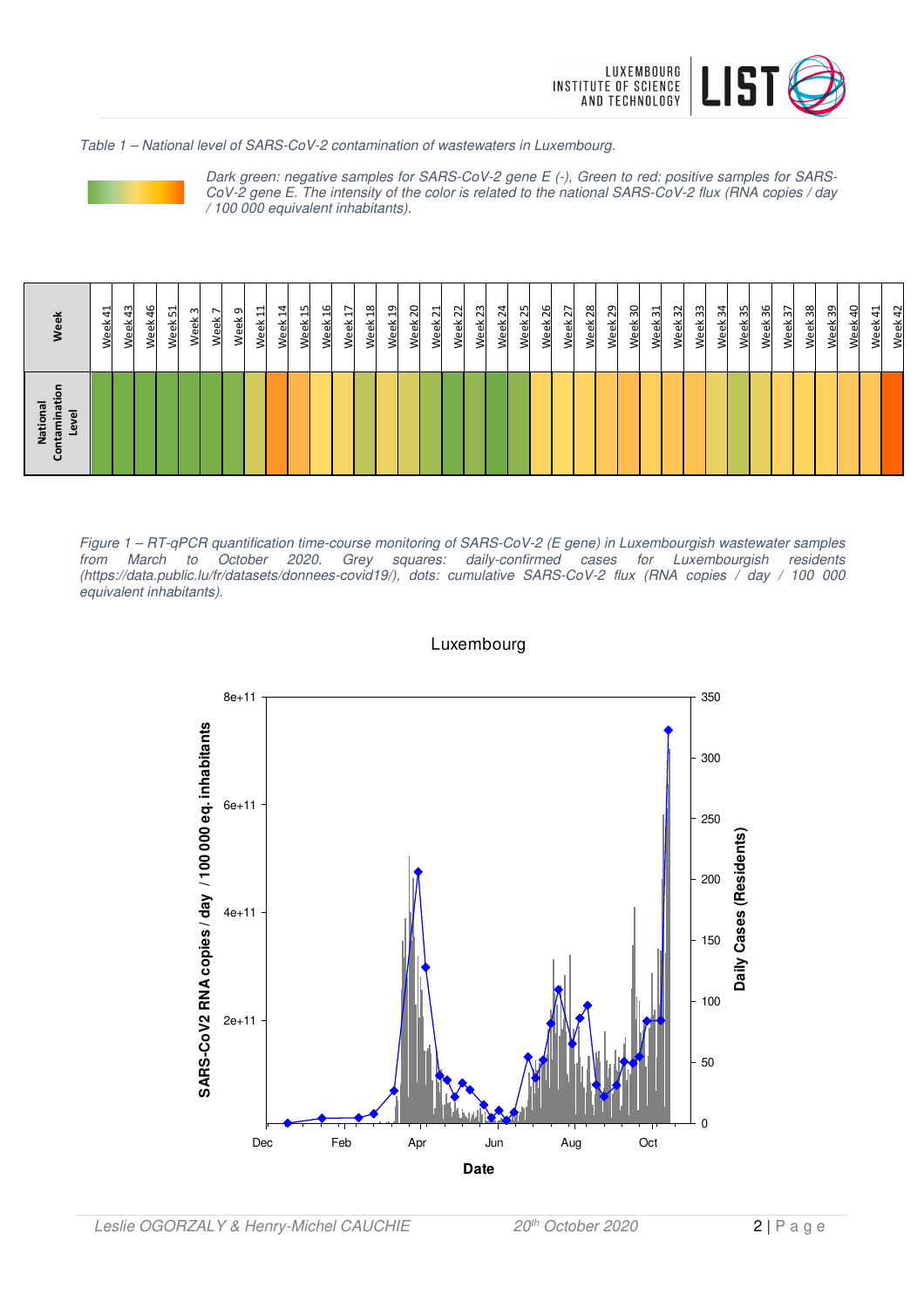*Table 1 – National level of SARS-CoV-2 contamination of wastewaters in Luxembourg.*

*Dark green: negative samples for SARS-CoV-2 gene E (-), Green to red: positive samples for SARS-CoV-2 gene E. The intensity of the color is related to the national SARS-CoV-2 flux (RNA copies / day / 100 000 equivalent inhabitants).*

| Week | Week 41 | Week 43 | Week 46 | Week 51 | Week 3 | Week 7 | Week 9 | Week 11 | Week 14 | Week 15 | Week 16 | Week 17 | Week 18 | Week 19 | Week 20 | Week 21 | Week 22 | Week 23 | Week 24 | Week 25 | Week 26 | Week 27 | Week 28 | Week 29 | Week 30 | Week 31 | Week 32 | Week 33 | Week 34 | Week 35 | Week 36 | Week 37 | Week 38 | Week 39 | Week 40 | Week 41 | Week 42 |
|---|---|---|---|---|---|---|---|---|---|---|---|---|---|---|---|---|---|---|---|---|---|---|---|---|---|---|---|---|---|---|---|---|---|---|---|---|---|
| National Contamination Level | | | | | | | | | | | | | | | | | | | | | | | | | | | | | | | | | | | | | |

*Figure 1 – RT-qPCR quantification time-course monitoring of SARS-CoV-2 (E gene) in Luxembourgish wastewater samples from March to October 2020. Grey squares: daily-confirmed cases for Luxembourgish residents (https://data.public.lu/fr/datasets/donnees-covid19/), dots: cumulative SARS-CoV-2 flux (RNA copies / day / 100 000 equivalent inhabitants).*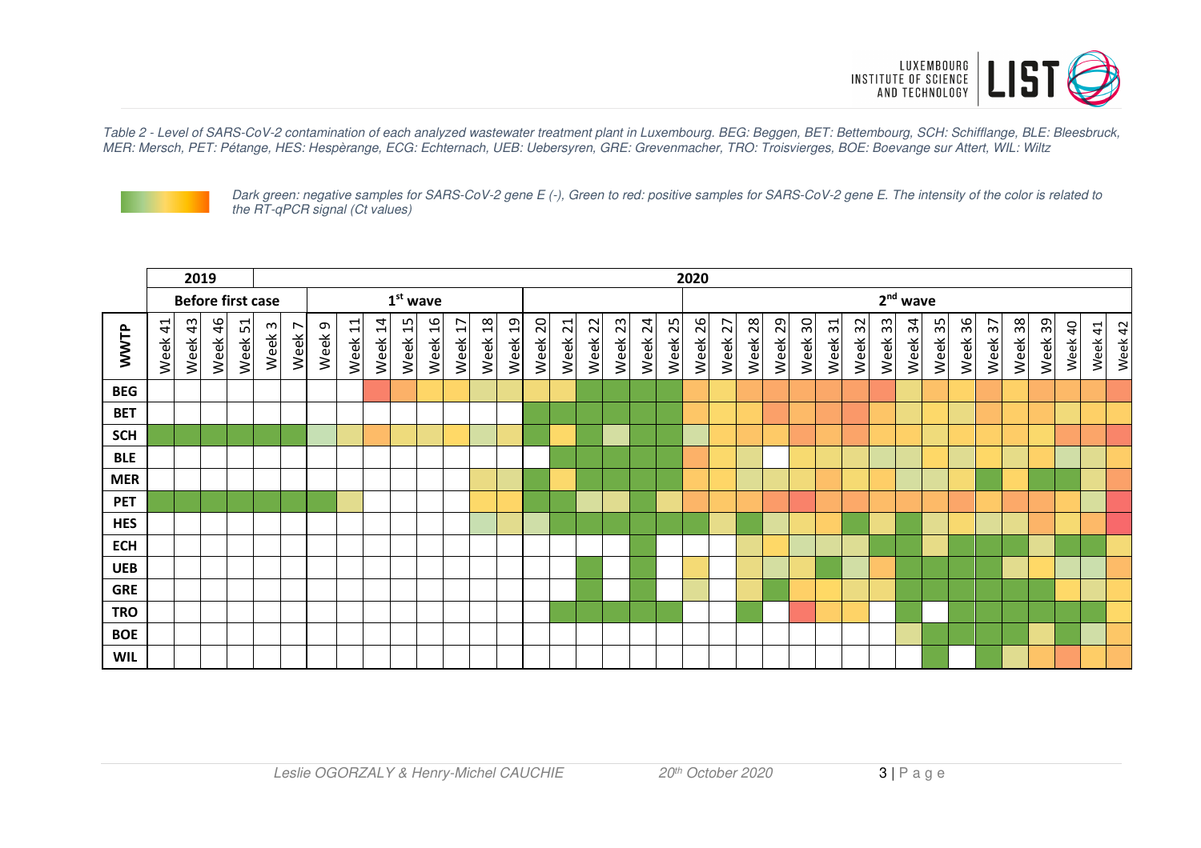*Table 2 - Level of SARS-CoV-2 contamination of each analyzed wastewater treatment plant in Luxembourg. BEG: Beggen, BET: Bettembourg, SCH: Schifflange, BLE: Bleesbruck, MER: Mersch, PET: Pétange, HES: Hespèrange, ECG: Echternach, UEB: Uebersyren, GRE: Grevenmacher, TRO: Troisvierges, BOE: Boevange sur Attert, WIL: Wiltz*

*Dark green: negative samples for SARS-CoV-2 gene E (-), Green to red: positive samples for SARS-CoV-2 gene E. The intensity of the color is related to the RT-qPCR signal (Ct values)*

| | 2019 | | | | 2020 | | | | | | | | | | | | | | | | | | | | | | | | | | | | | | | | | | | | | |
|---|---|---|---|---|---|---|---|---|---|---|---|---|---|---|---|---|---|---|---|---|---|---|---|---|---|---|---|---|---|---|---|---|---|---|---|---|---|---|---|---|---|---|
| | Before first case | | | | | | 1st wave | | | | | | | | | | | | | | 2nd wave | | | | | | | | | | | | | | | | | | | | | |
| WWTP | Week 41 | Week 43 | Week 46 | Week 51 | Week 3 | Week 7 | Week 9 | Week 11 | Week 14 | Week 15 | Week 16 | Week 17 | Week 18 | Week 19 | Week 20 | Week 21 | Week 22 | Week 23 | Week 24 | Week 25 | Week 26 | Week 27 | Week 28 | Week 29 | Week 30 | Week 31 | Week 32 | Week 33 | Week 34 | Week 35 | Week 36 | Week 37 | Week 38 | Week 39 | Week 40 | Week 41 | Week 42 |
| BEG | | | | | | | | | | | | | | | | | | | | | | | | | | | | | | | | | | | | | |
| BET | | | | | | | | | | | | | | | | | | | | | | | | | | | | | | | | | | | | | |
| SCH | | | | | | | | | | | | | | | | | | | | | | | | | | | | | | | | | | | | | |
| BLE | | | | | | | | | | | | | | | | | | | | | | | | | | | | | | | | | | | | | |
| MER | | | | | | | | | | | | | | | | | | | | | | | | | | | | | | | | | | | | | |
| PET | | | | | | | | | | | | | | | | | | | | | | | | | | | | | | | | | | | | | |
| HES | | | | | | | | | | | | | | | | | | | | | | | | | | | | | | | | | | | | | |
| ECH | | | | | | | | | | | | | | | | | | | | | | | | | | | | | | | | | | | | | |
| UEB | | | | | | | | | | | | | | | | | | | | | | | | | | | | | | | | | | | | | |
| GRE | | | | | | | | | | | | | | | | | | | | | | | | | | | | | | | | | | | | | |
| TRO | | | | | | | | | | | | | | | | | | | | | | | | | | | | | | | | | | | | | |
| BOE | | | | | | | | | | | | | | | | | | | | | | | | | | | | | | | | | | | | | |
| WIL | | | | | | | | | | | | | | | | | | | | | | | | | | | | | | | | | | | | | |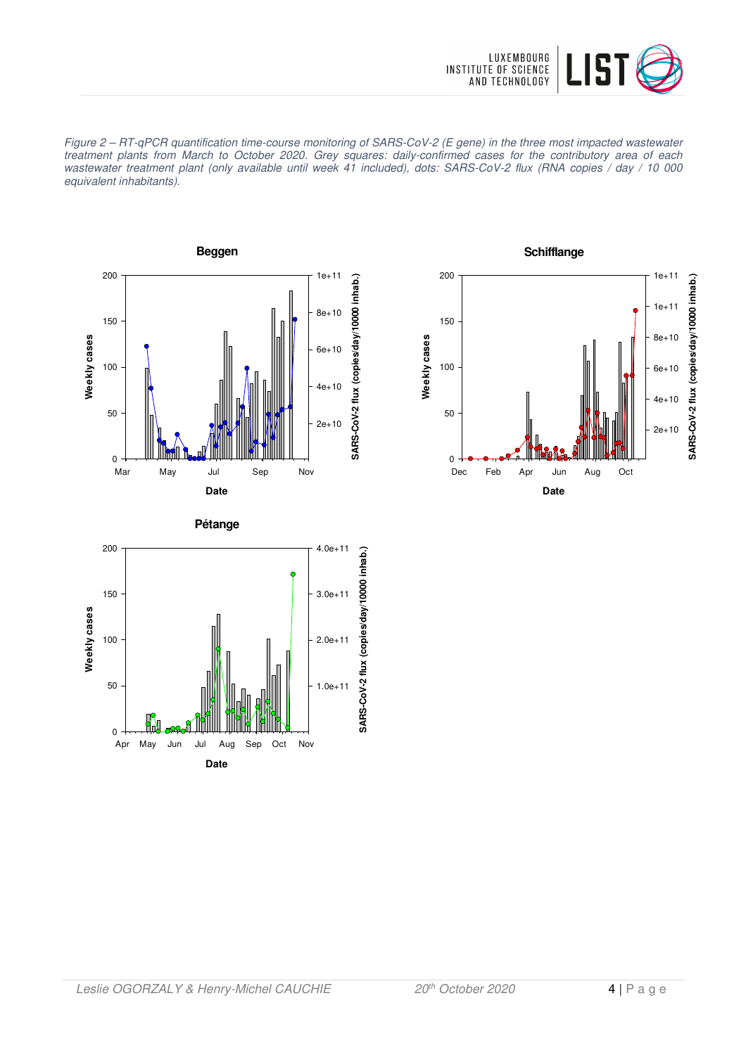*Figure 2 – RT-qPCR quantification time-course monitoring of SARS-CoV-2 (E gene) in the three most impacted wastewater treatment plants from March to October 2020. Grey squares: daily-confirmed cases for the contributory area of each wastewater treatment plant (only available until week 41 included), dots: SARS-CoV-2 flux (RNA copies / day / 10 000 equivalent inhabitants).*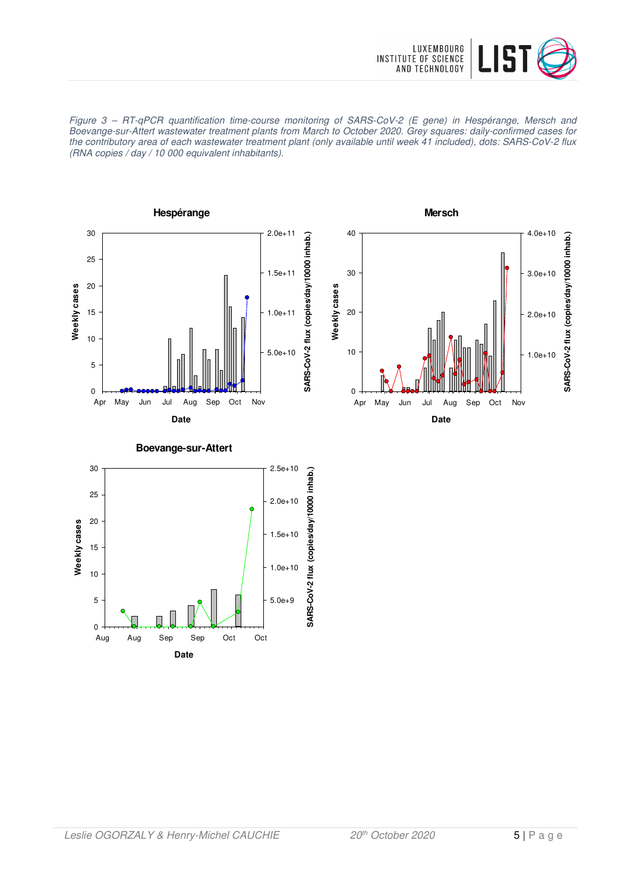*Figure 3 – RT-qPCR quantification time-course monitoring of SARS-CoV-2 (E gene) in Hespérange, Mersch and Boevange-sur-Attert wastewater treatment plants from March to October 2020. Grey squares: daily-confirmed cases for the contributory area of each wastewater treatment plant (only available until week 41 included), dots: SARS-CoV-2 flux (RNA copies / day / 10 000 equivalent inhabitants).*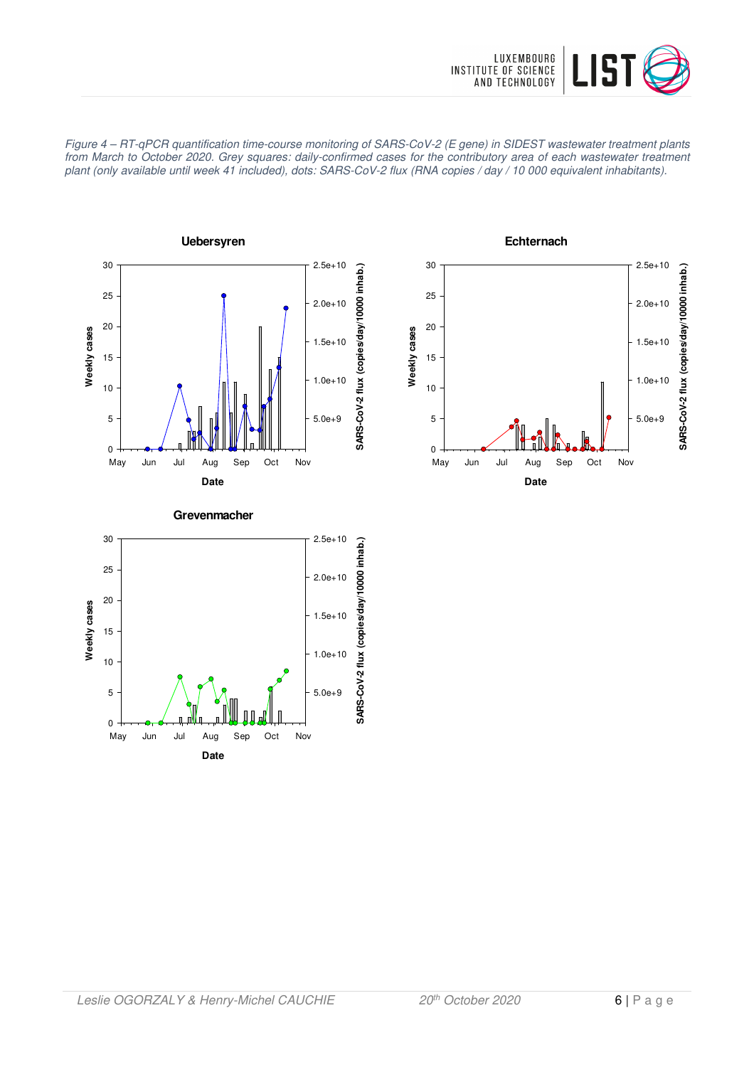*Figure 4 – RT-qPCR quantification time-course monitoring of SARS-CoV-2 (E gene) in SIDEST wastewater treatment plants from March to October 2020. Grey squares: daily-confirmed cases for the contributory area of each wastewater treatment plant (only available until week 41 included), dots: SARS-CoV-2 flux (RNA copies / day / 10 000 equivalent inhabitants).*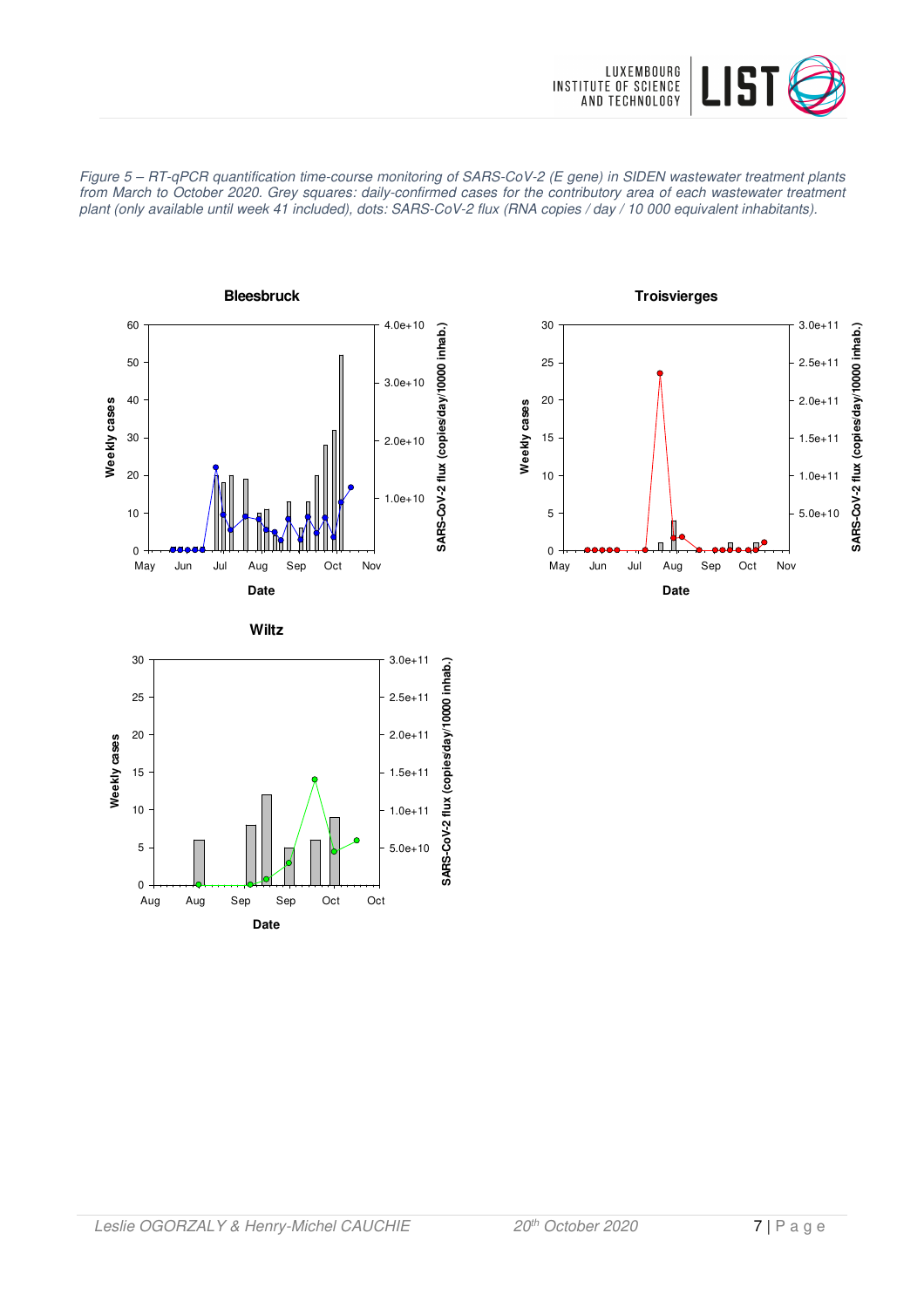*Figure 5 – RT-qPCR quantification time-course monitoring of SARS-CoV-2 (E gene) in SIDEN wastewater treatment plants from March to October 2020. Grey squares: daily-confirmed cases for the contributory area of each wastewater treatment plant (only available until week 41 included), dots: SARS-CoV-2 flux (RNA copies / day / 10 000 equivalent inhabitants).*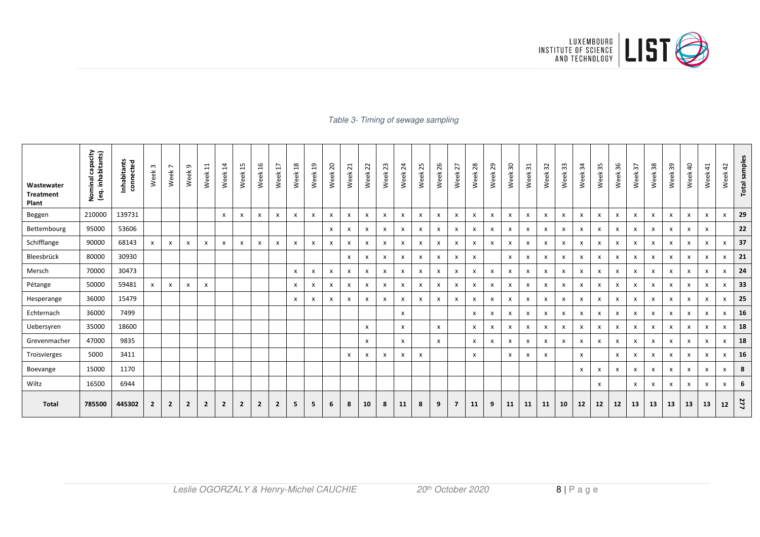*Table 3- Timing of sewage sampling*

| Wastewater Treatment Plant | Nominal capacity (eq. inhabitants) | Inhabitants connected | Week 3 | Week 7 | Week 9 | Week 11 | Week 14 | Week 15 | Week 16 | Week 17 | Week 18 | Week 19 | Week 20 | Week 21 | Week 22 | Week 23 | Week 24 | Week 25 | Week 26 | Week 27 | Week 28 | Week 29 | Week 30 | Week 31 | Week 32 | Week 33 | Week 34 | Week 35 | Week 36 | Week 37 | Week 38 | Week 39 | Week 40 | Week 41 | Week 42 | Total samples |
|---|---|---|---|---|---|---|---|---|---|---|---|---|---|---|---|---|---|---|---|---|---|---|---|---|---|---|---|---|---|---|---|---|---|---|---|---|
| Beggen | 210000 | 139731 | | | | | x | x | x | x | x | x | x | x | x | x | x | x | x | x | x | x | x | x | x | x | x | x | x | x | x | x | x | x | x | **29** |
| Bettembourg | 95000 | 53606 | | | | | | | | | | | x | x | x | x | x | x | x | x | x | x | x | x | x | x | x | x | x | x | x | x | x | x | | **22** |
| Schifflange | 90000 | 68143 | x | x | x | x | x | x | x | x | x | x | x | x | x | x | x | x | x | x | x | x | x | x | x | x | x | x | x | x | x | x | x | x | x | **37** |
| Bleesbrück | 80000 | 30930 | | | | | | | | | | | | x | x | x | x | x | x | x | x | | x | x | x | x | x | x | x | x | x | x | x | x | x | **21** |
| Mersch | 70000 | 30473 | | | | | | | | | x | x | x | x | x | x | x | x | x | x | x | x | x | x | x | x | x | x | x | x | x | x | x | x | x | **24** |
| Pétange | 50000 | 59481 | x | x | x | x | | | | | x | x | x | x | x | x | x | x | x | x | x | x | x | x | x | x | x | x | x | x | x | x | x | x | x | **33** |
| Hesperange | 36000 | 15479 | | | | | | | | | x | x | x | x | x | x | x | x | x | x | x | x | x | x | x | x | x | x | x | x | x | x | x | x | x | **25** |
| Echternach | 36000 | 7499 | | | | | | | | | | | | | | | x | | | | x | x | x | x | x | x | x | x | x | x | x | x | x | x | x | **16** |
| Uebersyren | 35000 | 18600 | | | | | | | | | | | | | x | | x | | x | | x | x | x | x | x | x | x | x | x | x | x | x | x | x | x | **18** |
| Grevenmacher | 47000 | 9835 | | | | | | | | | | | | | x | | x | | x | | x | x | x | x | x | x | x | x | x | x | x | x | x | x | x | **18** |
| Troisvierges | 5000 | 3411 | | | | | | | | | | | | x | x | x | x | x | | | x | | x | x | x | | x | | x | x | x | x | x | x | x | **16** |
| Boevange | 15000 | 1170 | | | | | | | | | | | | | | | | | | | | | | | | | x | x | x | x | x | x | x | x | x | **8** |
| Wiltz | 16500 | 6944 | | | | | | | | | | | | | | | | | | | | | | | | | | x | | x | x | x | x | x | x | **6** |
| **Total** | **785500** | **445302** | **2** | **2** | **2** | **2** | **2** | **2** | **2** | **2** | **5** | **5** | **6** | **8** | **10** | **8** | **11** | **8** | **9** | **7** | **11** | **9** | **11** | **11** | **11** | **10** | **12** | **12** | **12** | **13** | **13** | **13** | **13** | **13** | **12** | **277** |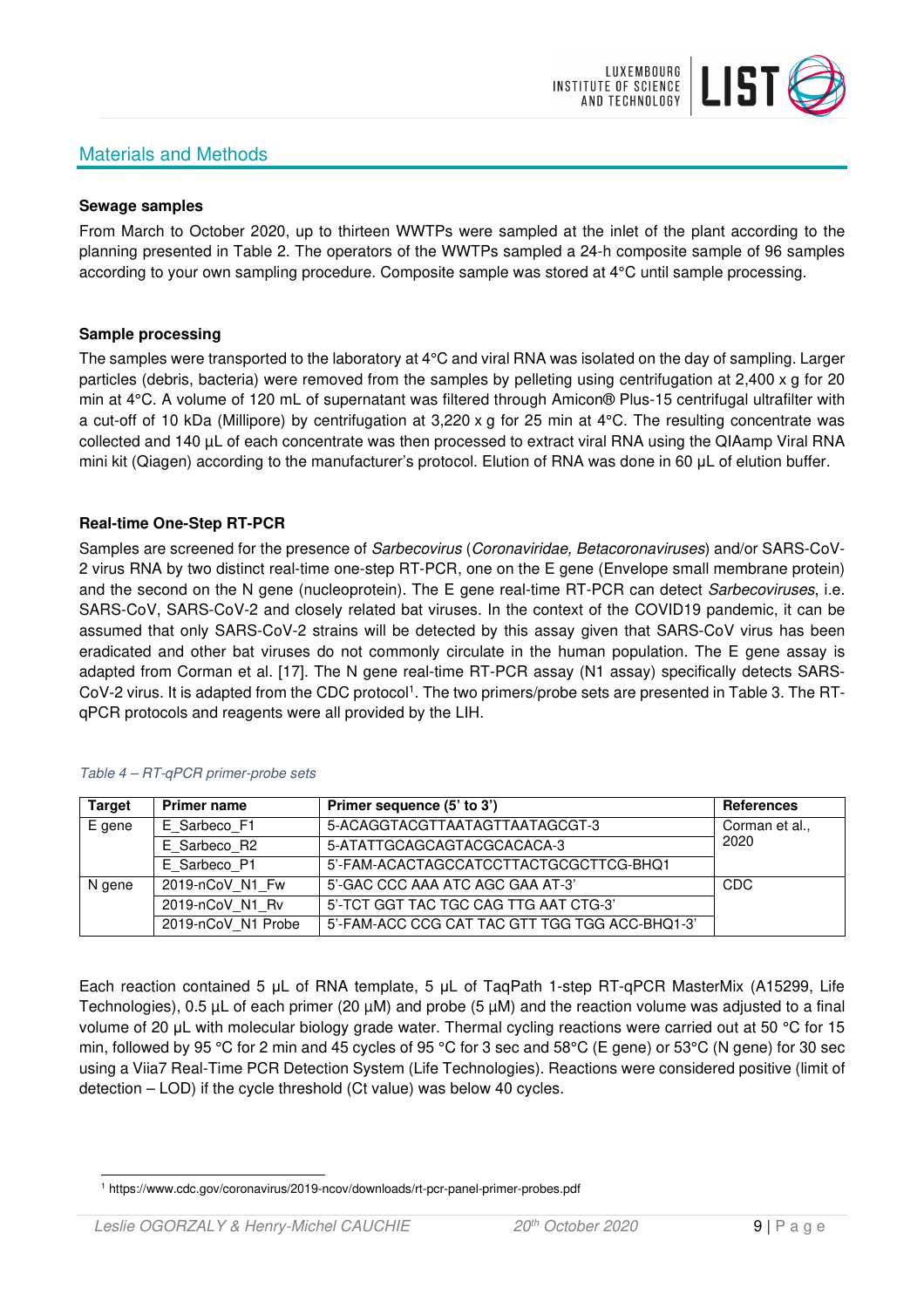## Materials and Methods

**Sewage samples**

From March to October 2020, up to thirteen WWTPs were sampled at the inlet of the plant according to the planning presented in Table 2. The operators of the WWTPs sampled a 24-h composite sample of 96 samples according to your own sampling procedure. Composite sample was stored at 4°C until sample processing.

**Sample processing**

The samples were transported to the laboratory at 4°C and viral RNA was isolated on the day of sampling. Larger particles (debris, bacteria) were removed from the samples by pelleting using centrifugation at 2,400 x g for 20 min at 4°C. A volume of 120 mL of supernatant was filtered through Amicon® Plus-15 centrifugal ultrafilter with a cut-off of 10 kDa (Millipore) by centrifugation at 3,220 x g for 25 min at 4°C. The resulting concentrate was collected and 140 µL of each concentrate was then processed to extract viral RNA using the QIAamp Viral RNA mini kit (Qiagen) according to the manufacturer's protocol. Elution of RNA was done in 60 µL of elution buffer.

**Real-time One-Step RT-PCR**

Samples are screened for the presence of *Sarbecovirus* (*Coronaviridae, Betacoronaviruses*) and/or SARS-CoV-2 virus RNA by two distinct real-time one-step RT-PCR, one on the E gene (Envelope small membrane protein) and the second on the N gene (nucleoprotein). The E gene real-time RT-PCR can detect *Sarbecoviruses*, i.e. SARS-CoV, SARS-CoV-2 and closely related bat viruses. In the context of the COVID19 pandemic, it can be assumed that only SARS-CoV-2 strains will be detected by this assay given that SARS-CoV virus has been eradicated and other bat viruses do not commonly circulate in the human population. The E gene assay is adapted from Corman et al. [17]. The N gene real-time RT-PCR assay (N1 assay) specifically detects SARS-CoV-2 virus. It is adapted from the CDC protocol[1]. The two primers/probe sets are presented in Table 3. The RT-qPCR protocols and reagents were all provided by the LIH.

*Table 4 – RT-qPCR primer-probe sets*

| Target | Primer name | Primer sequence (5' to 3') | References |
|---|---|---|---|
| E gene | E_Sarbeco_F1 | 5-ACAGGTACGTTAATAGTTAATAGCGT-3 | Corman et al., 2020 |
| | E_Sarbeco_R2 | 5-ATATTGCAGCAGTACGCACACA-3 | |
| | E_Sarbeco_P1 | 5'-FAM-ACACTAGCCATCCTTACTGCGCTTCG-BHQ1 | |
| N gene | 2019-nCoV_N1_Fw | 5'-GAC CCC AAA ATC AGC GAA AT-3' | CDC |
| | 2019-nCoV_N1_Rv | 5'-TCT GGT TAC TGC CAG TTG AAT CTG-3' | |
| | 2019-nCoV_N1 Probe | 5'-FAM-ACC CCG CAT TAC GTT TGG TGG ACC-BHQ1-3' | |

Each reaction contained 5 µL of RNA template, 5 µL of TaqPath 1-step RT-qPCR MasterMix (A15299, Life Technologies), 0.5 µL of each primer (20 µM) and probe (5 µM) and the reaction volume was adjusted to a final volume of 20 µL with molecular biology grade water. Thermal cycling reactions were carried out at 50 °C for 15 min, followed by 95 °C for 2 min and 45 cycles of 95 °C for 3 sec and 58°C (E gene) or 53°C (N gene) for 30 sec using a Viia7 Real-Time PCR Detection System (Life Technologies). Reactions were considered positive (limit of detection – LOD) if the cycle threshold (Ct value) was below 40 cycles.

[1] https://www.cdc.gov/coronavirus/2019-ncov/downloads/rt-pcr-panel-primer-probes.pdf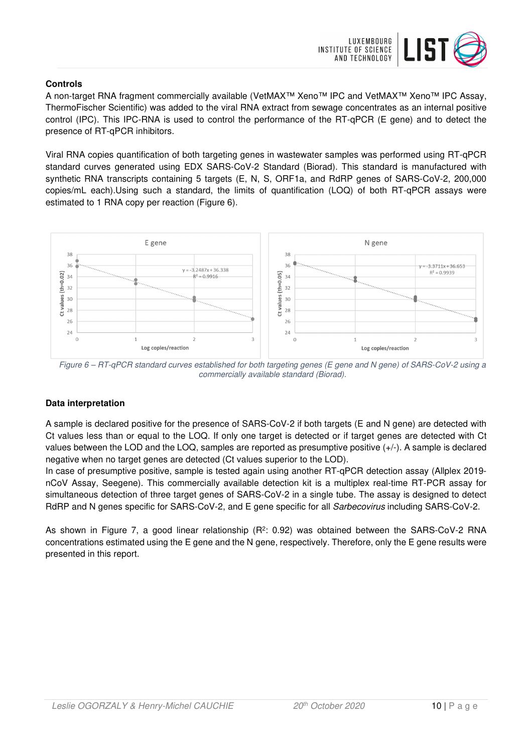**Controls**

A non-target RNA fragment commercially available (VetMAX™ Xeno™ IPC and VetMAX™ Xeno™ IPC Assay, ThermoFischer Scientific) was added to the viral RNA extract from sewage concentrates as an internal positive control (IPC). This IPC-RNA is used to control the performance of the RT-qPCR (E gene) and to detect the presence of RT-qPCR inhibitors.

Viral RNA copies quantification of both targeting genes in wastewater samples was performed using RT-qPCR standard curves generated using EDX SARS-CoV-2 Standard (Biorad). This standard is manufactured with synthetic RNA transcripts containing 5 targets (E, N, S, ORF1a, and RdRP genes of SARS-CoV-2, 200,000 copies/mL each).Using such a standard, the limits of quantification (LOQ) of both RT-qPCR assays were estimated to 1 RNA copy per reaction (Figure 6).

*Figure 6 – RT-qPCR standard curves established for both targeting genes (E gene and N gene) of SARS-CoV-2 using a commercially available standard (Biorad).*

**Data interpretation**

A sample is declared positive for the presence of SARS-CoV-2 if both targets (E and N gene) are detected with Ct values less than or equal to the LOQ. If only one target is detected or if target genes are detected with Ct values between the LOD and the LOQ, samples are reported as presumptive positive (+/-). A sample is declared negative when no target genes are detected (Ct values superior to the LOD).

In case of presumptive positive, sample is tested again using another RT-qPCR detection assay (Allplex 2019-nCoV Assay, Seegene). This commercially available detection kit is a multiplex real-time RT-PCR assay for simultaneous detection of three target genes of SARS-CoV-2 in a single tube. The assay is designed to detect RdRP and N genes specific for SARS-CoV-2, and E gene specific for all *Sarbecovirus* including SARS-CoV-2.

As shown in Figure 7, a good linear relationship ($R^2$: 0.92) was obtained between the SARS-CoV-2 RNA concentrations estimated using the E gene and the N gene, respectively. Therefore, only the E gene results were presented in this report.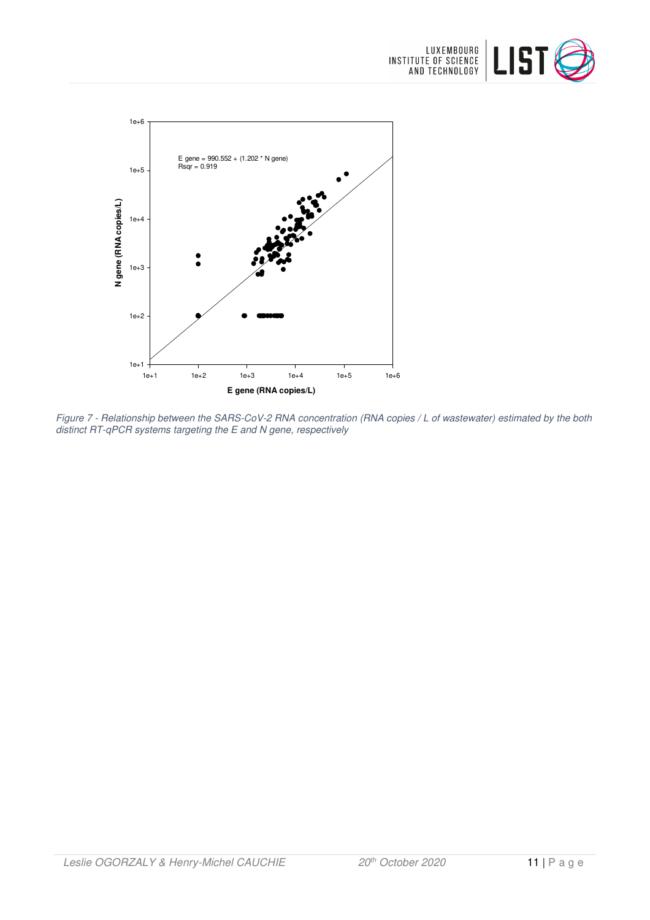N gene (RNA copies/L)

1e+6

1e+5

1e+4

1e+3

1e+2

1e+1

E gene = 990.552 + (1.202 * N gene)
Rsqr = 0.919

1e+1 1e+2 1e+3 1e+4 1e+5 1e+6

E gene (RNA copies/L)

*Figure 7 - Relationship between the SARS-CoV-2 RNA concentration (RNA copies / L of wastewater) estimated by the both distinct RT-qPCR systems targeting the E and N gene, respectively*